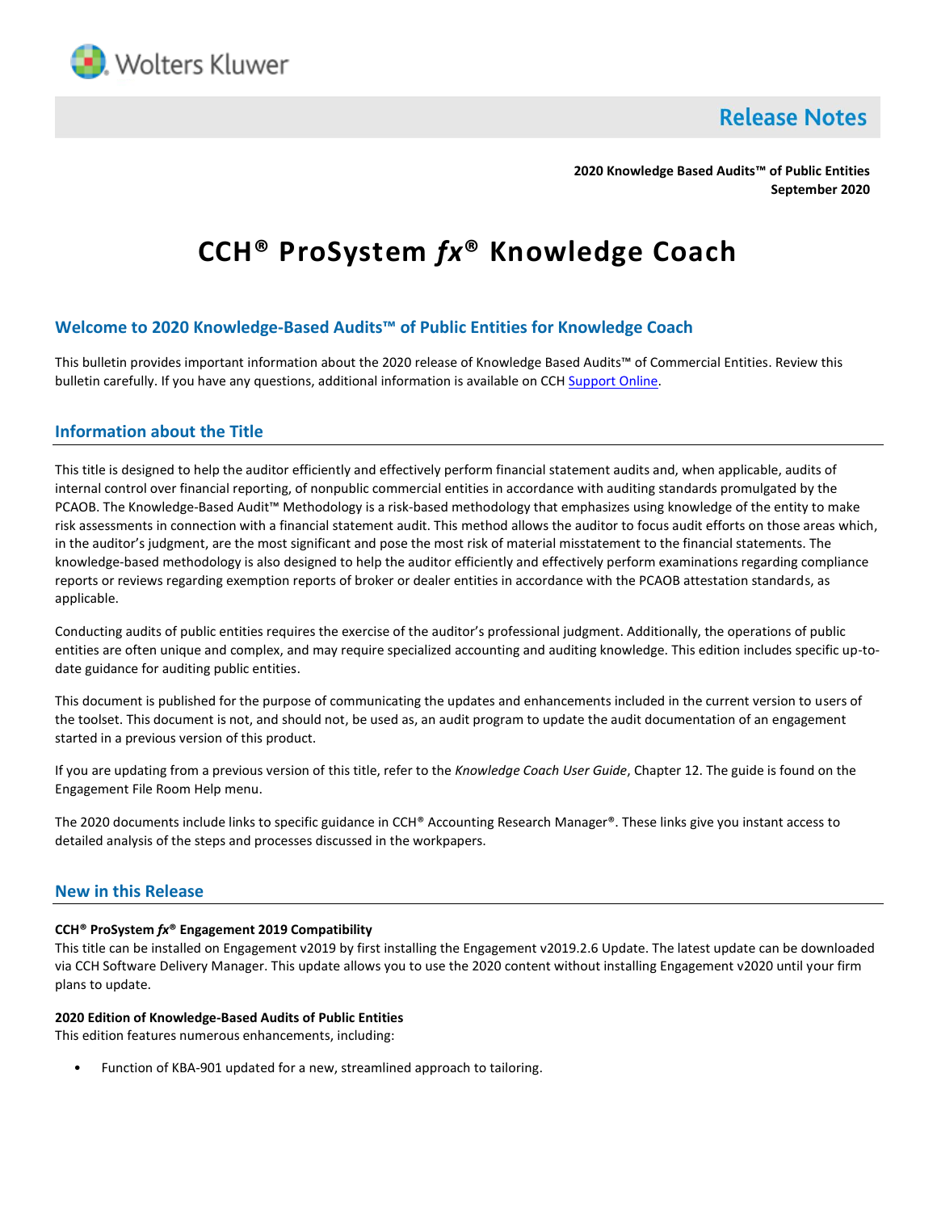# Release Notes

**2020 Knowledge Based Audits™ of Public Entities**
**September 2020**

# CCH® ProSystem *fx*® Knowledge Coach

## Welcome to 2020 Knowledge-Based Audits™ of Public Entities for Knowledge Coach

This bulletin provides important information about the 2020 release of Knowledge Based Audits™ of Commercial Entities. Review this bulletin carefully. If you have any questions, additional information is available on CCH Support Online.

## Information about the Title

This title is designed to help the auditor efficiently and effectively perform financial statement audits and, when applicable, audits of internal control over financial reporting, of nonpublic commercial entities in accordance with auditing standards promulgated by the PCAOB. The Knowledge-Based Audit™ Methodology is a risk-based methodology that emphasizes using knowledge of the entity to make risk assessments in connection with a financial statement audit. This method allows the auditor to focus audit efforts on those areas which, in the auditor's judgment, are the most significant and pose the most risk of material misstatement to the financial statements. The knowledge-based methodology is also designed to help the auditor efficiently and effectively perform examinations regarding compliance reports or reviews regarding exemption reports of broker or dealer entities in accordance with the PCAOB attestation standards, as applicable.

Conducting audits of public entities requires the exercise of the auditor's professional judgment. Additionally, the operations of public entities are often unique and complex, and may require specialized accounting and auditing knowledge. This edition includes specific up-to-date guidance for auditing public entities.

This document is published for the purpose of communicating the updates and enhancements included in the current version to users of the toolset. This document is not, and should not, be used as, an audit program to update the audit documentation of an engagement started in a previous version of this product.

If you are updating from a previous version of this title, refer to the *Knowledge Coach User Guide*, Chapter 12. The guide is found on the Engagement File Room Help menu.

The 2020 documents include links to specific guidance in CCH® Accounting Research Manager®. These links give you instant access to detailed analysis of the steps and processes discussed in the workpapers.

## New in this Release

**CCH® ProSystem *fx*® Engagement 2019 Compatibility**

This title can be installed on Engagement v2019 by first installing the Engagement v2019.2.6 Update. The latest update can be downloaded via CCH Software Delivery Manager. This update allows you to use the 2020 content without installing Engagement v2020 until your firm plans to update.

**2020 Edition of Knowledge-Based Audits of Public Entities**

This edition features numerous enhancements, including:

- Function of KBA-901 updated for a new, streamlined approach to tailoring.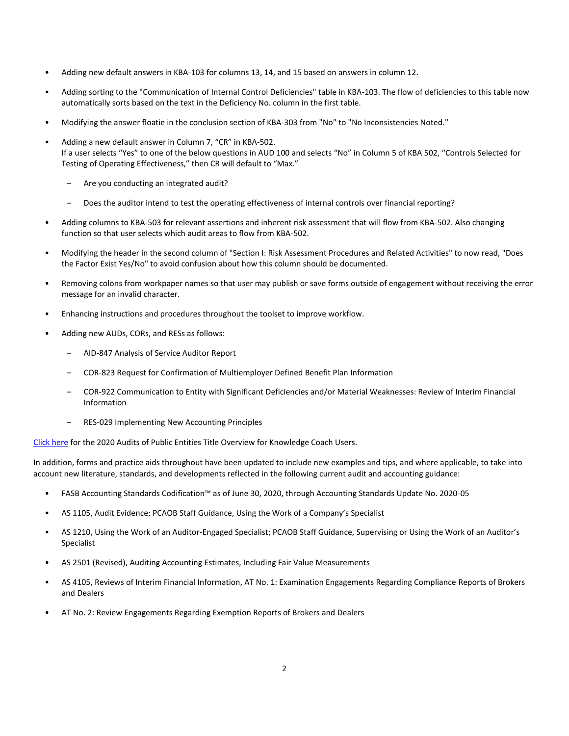- Adding new default answers in KBA-103 for columns 13, 14, and 15 based on answers in column 12.
- Adding sorting to the "Communication of Internal Control Deficiencies" table in KBA-103. The flow of deficiencies to this table now automatically sorts based on the text in the Deficiency No. column in the first table.
- Modifying the answer floatie in the conclusion section of KBA-303 from "No" to "No Inconsistencies Noted."
- Adding a new default answer in Column 7, "CR" in KBA-502.
  If a user selects "Yes" to one of the below questions in AUD 100 and selects "No" in Column 5 of KBA 502, "Controls Selected for Testing of Operating Effectiveness," then CR will default to "Max."
  - Are you conducting an integrated audit?
  - Does the auditor intend to test the operating effectiveness of internal controls over financial reporting?
- Adding columns to KBA-503 for relevant assertions and inherent risk assessment that will flow from KBA-502. Also changing function so that user selects which audit areas to flow from KBA-502.
- Modifying the header in the second column of "Section I: Risk Assessment Procedures and Related Activities" to now read, "Does the Factor Exist Yes/No" to avoid confusion about how this column should be documented.
- Removing colons from workpaper names so that user may publish or save forms outside of engagement without receiving the error message for an invalid character.
- Enhancing instructions and procedures throughout the toolset to improve workflow.
- Adding new AUDs, CORs, and RESs as follows:
  - AID-847 Analysis of Service Auditor Report
  - COR-823 Request for Confirmation of Multiemployer Defined Benefit Plan Information
  - COR-922 Communication to Entity with Significant Deficiencies and/or Material Weaknesses: Review of Interim Financial Information
  - RES-029 Implementing New Accounting Principles

Click here for the 2020 Audits of Public Entities Title Overview for Knowledge Coach Users.

In addition, forms and practice aids throughout have been updated to include new examples and tips, and where applicable, to take into account new literature, standards, and developments reflected in the following current audit and accounting guidance:

- FASB Accounting Standards Codification™ as of June 30, 2020, through Accounting Standards Update No. 2020-05
- AS 1105, Audit Evidence; PCAOB Staff Guidance, Using the Work of a Company's Specialist
- AS 1210, Using the Work of an Auditor-Engaged Specialist; PCAOB Staff Guidance, Supervising or Using the Work of an Auditor's Specialist
- AS 2501 (Revised), Auditing Accounting Estimates, Including Fair Value Measurements
- AS 4105, Reviews of Interim Financial Information, AT No. 1: Examination Engagements Regarding Compliance Reports of Brokers and Dealers
- AT No. 2: Review Engagements Regarding Exemption Reports of Brokers and Dealers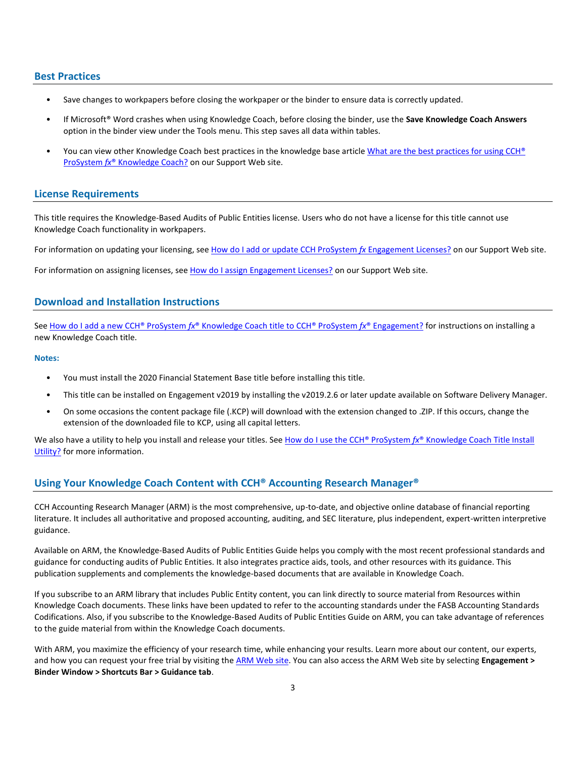## Best Practices

- Save changes to workpapers before closing the workpaper or the binder to ensure data is correctly updated.
- If Microsoft® Word crashes when using Knowledge Coach, before closing the binder, use the **Save Knowledge Coach Answers** option in the binder view under the Tools menu. This step saves all data within tables.
- You can view other Knowledge Coach best practices in the knowledge base article [What are the best practices for using CCH® ProSystem *fx*® Knowledge Coach?]() on our Support Web site.

## License Requirements

This title requires the Knowledge-Based Audits of Public Entities license. Users who do not have a license for this title cannot use Knowledge Coach functionality in workpapers.

For information on updating your licensing, see [How do I add or update CCH ProSystem *fx* Engagement Licenses?]() on our Support Web site.

For information on assigning licenses, see [How do I assign Engagement Licenses?]() on our Support Web site.

## Download and Installation Instructions

See [How do I add a new CCH® ProSystem *fx*® Knowledge Coach title to CCH® ProSystem *fx*® Engagement?]() for instructions on installing a new Knowledge Coach title.

**Notes:**

- You must install the 2020 Financial Statement Base title before installing this title.
- This title can be installed on Engagement v2019 by installing the v2019.2.6 or later update available on Software Delivery Manager.
- On some occasions the content package file (.KCP) will download with the extension changed to .ZIP. If this occurs, change the extension of the downloaded file to KCP, using all capital letters.

We also have a utility to help you install and release your titles. See [How do I use the CCH® ProSystem *fx*® Knowledge Coach Title Install Utility?]() for more information.

## Using Your Knowledge Coach Content with CCH® Accounting Research Manager®

CCH Accounting Research Manager (ARM) is the most comprehensive, up-to-date, and objective online database of financial reporting literature. It includes all authoritative and proposed accounting, auditing, and SEC literature, plus independent, expert-written interpretive guidance.

Available on ARM, the Knowledge-Based Audits of Public Entities Guide helps you comply with the most recent professional standards and guidance for conducting audits of Public Entities. It also integrates practice aids, tools, and other resources with its guidance. This publication supplements and complements the knowledge-based documents that are available in Knowledge Coach.

If you subscribe to an ARM library that includes Public Entity content, you can link directly to source material from Resources within Knowledge Coach documents. These links have been updated to refer to the accounting standards under the FASB Accounting Standards Codifications. Also, if you subscribe to the Knowledge-Based Audits of Public Entities Guide on ARM, you can take advantage of references to the guide material from within the Knowledge Coach documents.

With ARM, you maximize the efficiency of your research time, while enhancing your results. Learn more about our content, our experts, and how you can request your free trial by visiting the [ARM Web site](). You can also access the ARM Web site by selecting **Engagement > Binder Window > Shortcuts Bar > Guidance tab**.